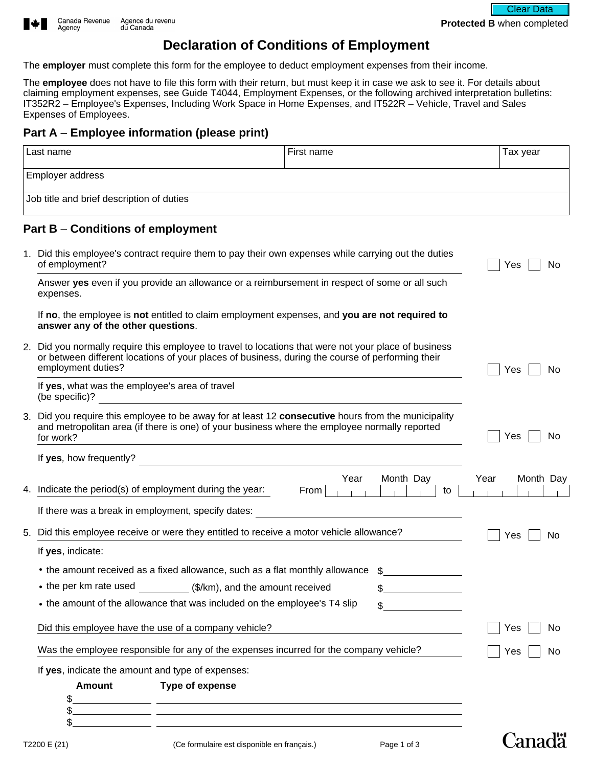Canada Revenue Agency / Agence du revenu du Canada

**Protected B** when completed

# Declaration of Conditions of Employment

The **employer** must complete this form for the employee to deduct employment expenses from their income.

The **employee** does not have to file this form with their return, but must keep it in case we ask to see it. For details about claiming employment expenses, see Guide T4044, Employment Expenses, or the following archived interpretation bulletins: IT352R2 – Employee's Expenses, Including Work Space in Home Expenses, and IT522R – Vehicle, Travel and Sales Expenses of Employees.

## Part A – Employee information (please print)

| Last name | First name | Tax year |
|---|---|---|
| Employer address | | |
| Job title and brief description of duties | | |

## Part B – Conditions of employment

1. Did this employee's contract require them to pay their own expenses while carrying out the duties of employment? ☐ Yes ☐ No

   Answer **yes** even if you provide an allowance or a reimbursement in respect of some or all such expenses.

   If **no**, the employee is **not** entitled to claim employment expenses, and **you are not required to answer any of the other questions**.

2. Did you normally require this employee to travel to locations that were not your place of business or between different locations of your places of business, during the course of performing their employment duties? ☐ Yes ☐ No

   If **yes**, what was the employee's area of travel (be specific)? ____________

3. Did you require this employee to be away for at least 12 **consecutive** hours from the municipality and metropolitan area (if there is one) of your business where the employee normally reported for work? ☐ Yes ☐ No

   If **yes**, how frequently? ____________

4. Indicate the period(s) of employment during the year: From (Year Month Day) ____________ to (Year Month Day) ____________

   If there was a break in employment, specify dates: ____________

5. Did this employee receive or were they entitled to receive a motor vehicle allowance? ☐ Yes ☐ No

   If **yes**, indicate:

   - the amount received as a fixed allowance, such as a flat monthly allowance $____________
   - the per km rate used ________ ($/km), and the amount received $____________
   - the amount of the allowance that was included on the employee's T4 slip $____________

   Did this employee have the use of a company vehicle? ☐ Yes ☐ No

   Was the employee responsible for any of the expenses incurred for the company vehicle? ☐ Yes ☐ No

   If **yes**, indicate the amount and type of expenses:

| Amount | Type of expense |
|---|---|
| $ | |
| $ | |
| $ | |

T2200 E (21) (Ce formulaire est disponible en français.)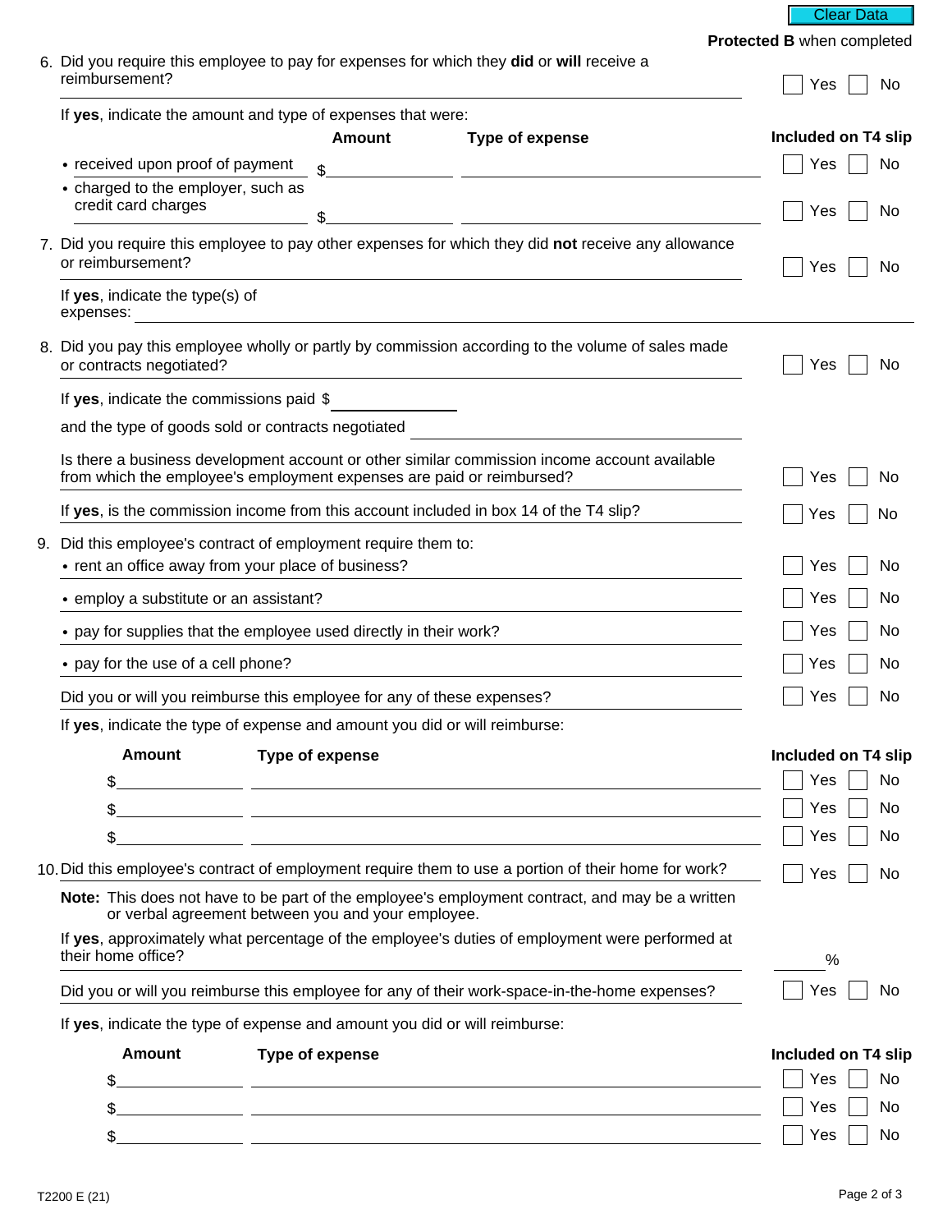Clear Data

**Protected B** when completed

6. Did you require this employee to pay for expenses for which they **did** or **will** receive a reimbursement? ☐ Yes ☐ No

   If **yes**, indicate the amount and type of expenses that were:

| | Amount | Type of expense | Included on T4 slip |
|---|---|---|---|
| • received upon proof of payment | $______ | ______ | ☐ Yes ☐ No |
| • charged to the employer, such as credit card charges | $______ | ______ | ☐ Yes ☐ No |

7. Did you require this employee to pay other expenses for which they did **not** receive any allowance or reimbursement? ☐ Yes ☐ No

   If **yes**, indicate the type(s) of expenses: ______

8. Did you pay this employee wholly or partly by commission according to the volume of sales made or contracts negotiated? ☐ Yes ☐ No

   If **yes**, indicate the commissions paid $______

   and the type of goods sold or contracts negotiated ______

   Is there a business development account or other similar commission income account available from which the employee's employment expenses are paid or reimbursed? ☐ Yes ☐ No

   If **yes**, is the commission income from this account included in box 14 of the T4 slip? ☐ Yes ☐ No

9. Did this employee's contract of employment require them to:
   - rent an office away from your place of business? ☐ Yes ☐ No
   - employ a substitute or an assistant? ☐ Yes ☐ No
   - pay for supplies that the employee used directly in their work? ☐ Yes ☐ No
   - pay for the use of a cell phone? ☐ Yes ☐ No

   Did you or will you reimburse this employee for any of these expenses? ☐ Yes ☐ No

   If **yes**, indicate the type of expense and amount you did or will reimburse:

| Amount | Type of expense | Included on T4 slip |
|---|---|---|
| $______ | ______ | ☐ Yes ☐ No |
| $______ | ______ | ☐ Yes ☐ No |
| $______ | ______ | ☐ Yes ☐ No |

10. Did this employee's contract of employment require them to use a portion of their home for work? ☐ Yes ☐ No

    **Note:** This does not have to be part of the employee's employment contract, and may be a written or verbal agreement between you and your employee.

    If **yes**, approximately what percentage of the employee's duties of employment were performed at their home office? ______%

    Did you or will you reimburse this employee for any of their work-space-in-the-home expenses? ☐ Yes ☐ No

    If **yes**, indicate the type of expense and amount you did or will reimburse:

| Amount | Type of expense | Included on T4 slip |
|---|---|---|
| $______ | ______ | ☐ Yes ☐ No |
| $______ | ______ | ☐ Yes ☐ No |
| $______ | ______ | ☐ Yes ☐ No |

T2200 E (21)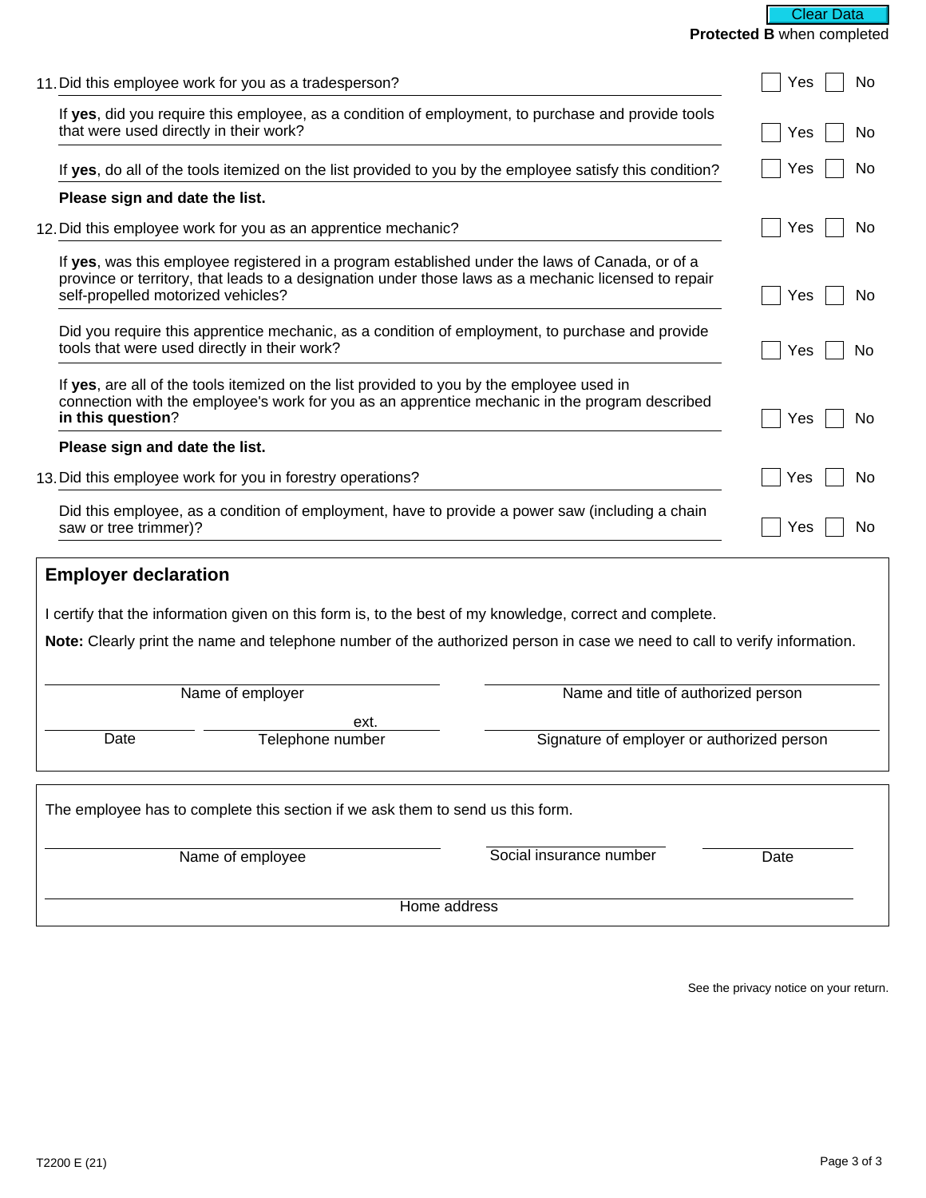Clear Data

**Protected B** when completed

11. Did this employee work for you as a tradesperson? ☐ Yes ☐ No

 If **yes**, did you require this employee, as a condition of employment, to purchase and provide tools that were used directly in their work? ☐ Yes ☐ No

 If **yes**, do all of the tools itemized on the list provided to you by the employee satisfy this condition? ☐ Yes ☐ No

 **Please sign and date the list.**

12. Did this employee work for you as an apprentice mechanic? ☐ Yes ☐ No

 If **yes**, was this employee registered in a program established under the laws of Canada, or of a province or territory, that leads to a designation under those laws as a mechanic licensed to repair self-propelled motorized vehicles? ☐ Yes ☐ No

 Did you require this apprentice mechanic, as a condition of employment, to purchase and provide tools that were used directly in their work? ☐ Yes ☐ No

 If **yes**, are all of the tools itemized on the list provided to you by the employee used in connection with the employee's work for you as an apprentice mechanic in the program described **in this question**? ☐ Yes ☐ No

 **Please sign and date the list.**

13. Did this employee work for you in forestry operations? ☐ Yes ☐ No

 Did this employee, as a condition of employment, have to provide a power saw (including a chain saw or tree trimmer)? ☐ Yes ☐ No

## Employer declaration

I certify that the information given on this form is, to the best of my knowledge, correct and complete.

**Note:** Clearly print the name and telephone number of the authorized person in case we need to call to verify information.

Name of employer

Name and title of authorized person

Date

Telephone number ext.

Signature of employer or authorized person

The employee has to complete this section if we ask them to send us this form.

Name of employee

Social insurance number

Date

Home address

See the privacy notice on your return.

T2200 E (21)